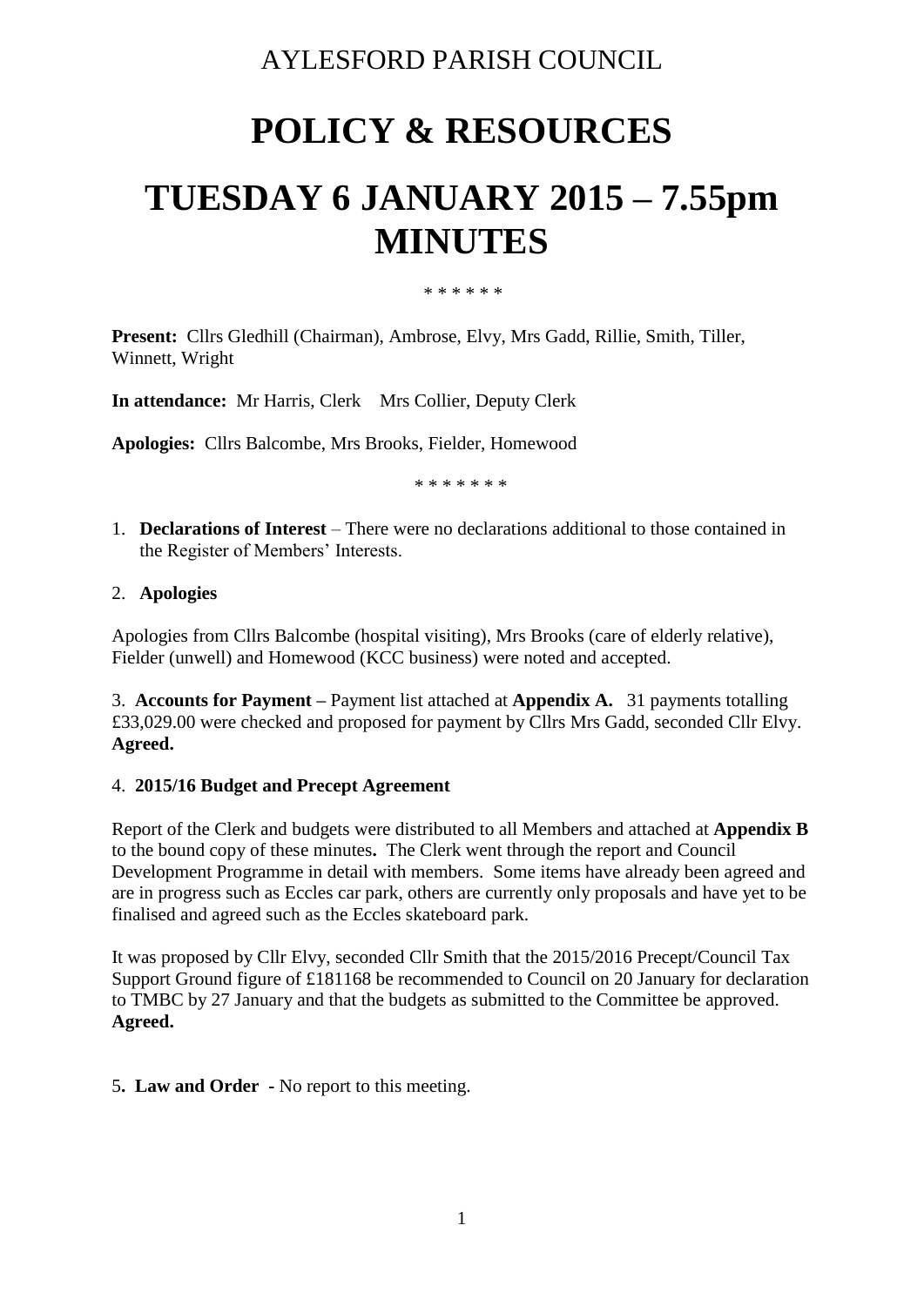AYLESFORD PARISH COUNCIL

# POLICY & RESOURCES

# TUESDAY 6 JANUARY 2015 – 7.55pm MINUTES

\* \* \* \* \* \*

**Present:** Cllrs Gledhill (Chairman), Ambrose, Elvy, Mrs Gadd, Rillie, Smith, Tiller, Winnett, Wright

**In attendance:** Mr Harris, Clerk  Mrs Collier, Deputy Clerk

**Apologies:** Cllrs Balcombe, Mrs Brooks, Fielder, Homewood

\* \* \* \* \* \* \*

1. **Declarations of Interest** – There were no declarations additional to those contained in the Register of Members' Interests.

2. **Apologies**

Apologies from Cllrs Balcombe (hospital visiting), Mrs Brooks (care of elderly relative), Fielder (unwell) and Homewood (KCC business) were noted and accepted.

3. **Accounts for Payment –** Payment list attached at **Appendix A.** 31 payments totalling £33,029.00 were checked and proposed for payment by Cllrs Mrs Gadd, seconded Cllr Elvy. **Agreed.**

4. **2015/16 Budget and Precept Agreement**

Report of the Clerk and budgets were distributed to all Members and attached at **Appendix B** to the bound copy of these minutes**.** The Clerk went through the report and Council Development Programme in detail with members. Some items have already been agreed and are in progress such as Eccles car park, others are currently only proposals and have yet to be finalised and agreed such as the Eccles skateboard park.

It was proposed by Cllr Elvy, seconded Cllr Smith that the 2015/2016 Precept/Council Tax Support Ground figure of £181168 be recommended to Council on 20 January for declaration to TMBC by 27 January and that the budgets as submitted to the Committee be approved. **Agreed.**

5**. Law and Order -** No report to this meeting.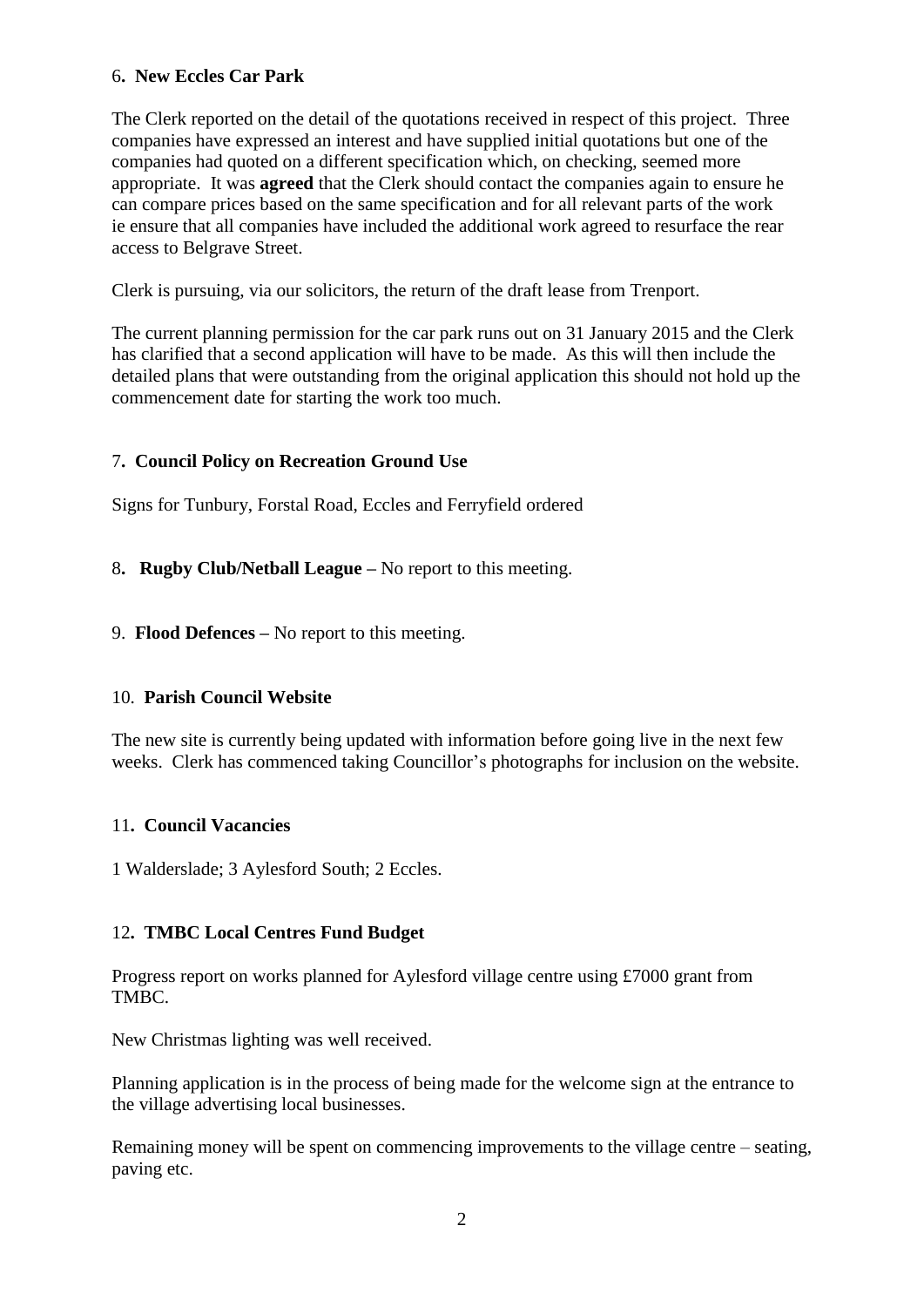6**. New Eccles Car Park**

The Clerk reported on the detail of the quotations received in respect of this project. Three companies have expressed an interest and have supplied initial quotations but one of the companies had quoted on a different specification which, on checking, seemed more appropriate. It was **agreed** that the Clerk should contact the companies again to ensure he can compare prices based on the same specification and for all relevant parts of the work ie ensure that all companies have included the additional work agreed to resurface the rear access to Belgrave Street.

Clerk is pursuing, via our solicitors, the return of the draft lease from Trenport.

The current planning permission for the car park runs out on 31 January 2015 and the Clerk has clarified that a second application will have to be made. As this will then include the detailed plans that were outstanding from the original application this should not hold up the commencement date for starting the work too much.

7**. Council Policy on Recreation Ground Use**

Signs for Tunbury, Forstal Road, Eccles and Ferryfield ordered

8**. Rugby Club/Netball League –** No report to this meeting.

9. **Flood Defences –** No report to this meeting.

10. **Parish Council Website**

The new site is currently being updated with information before going live in the next few weeks. Clerk has commenced taking Councillor's photographs for inclusion on the website.

11**. Council Vacancies**

1 Walderslade; 3 Aylesford South; 2 Eccles.

12**. TMBC Local Centres Fund Budget**

Progress report on works planned for Aylesford village centre using £7000 grant from TMBC.

New Christmas lighting was well received.

Planning application is in the process of being made for the welcome sign at the entrance to the village advertising local businesses.

Remaining money will be spent on commencing improvements to the village centre – seating, paving etc.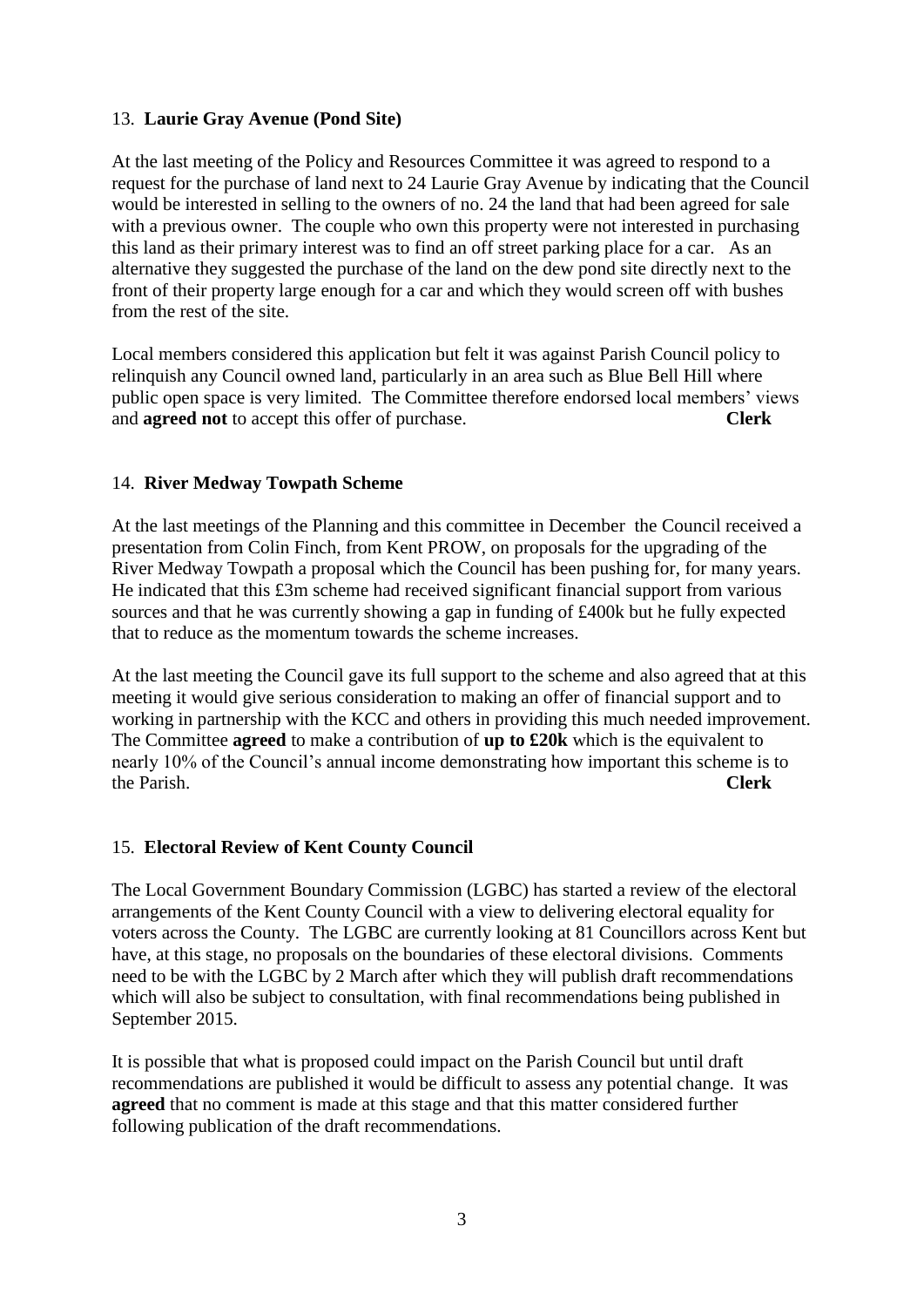## 13. **Laurie Gray Avenue (Pond Site)**

At the last meeting of the Policy and Resources Committee it was agreed to respond to a request for the purchase of land next to 24 Laurie Gray Avenue by indicating that the Council would be interested in selling to the owners of no. 24 the land that had been agreed for sale with a previous owner. The couple who own this property were not interested in purchasing this land as their primary interest was to find an off street parking place for a car. As an alternative they suggested the purchase of the land on the dew pond site directly next to the front of their property large enough for a car and which they would screen off with bushes from the rest of the site.

Local members considered this application but felt it was against Parish Council policy to relinquish any Council owned land, particularly in an area such as Blue Bell Hill where public open space is very limited. The Committee therefore endorsed local members' views and **agreed not** to accept this offer of purchase. **Clerk**

## 14. **River Medway Towpath Scheme**

At the last meetings of the Planning and this committee in December the Council received a presentation from Colin Finch, from Kent PROW, on proposals for the upgrading of the River Medway Towpath a proposal which the Council has been pushing for, for many years. He indicated that this £3m scheme had received significant financial support from various sources and that he was currently showing a gap in funding of £400k but he fully expected that to reduce as the momentum towards the scheme increases.

At the last meeting the Council gave its full support to the scheme and also agreed that at this meeting it would give serious consideration to making an offer of financial support and to working in partnership with the KCC and others in providing this much needed improvement. The Committee **agreed** to make a contribution of **up to £20k** which is the equivalent to nearly 10% of the Council's annual income demonstrating how important this scheme is to the Parish. **Clerk**

## 15. **Electoral Review of Kent County Council**

The Local Government Boundary Commission (LGBC) has started a review of the electoral arrangements of the Kent County Council with a view to delivering electoral equality for voters across the County. The LGBC are currently looking at 81 Councillors across Kent but have, at this stage, no proposals on the boundaries of these electoral divisions. Comments need to be with the LGBC by 2 March after which they will publish draft recommendations which will also be subject to consultation, with final recommendations being published in September 2015.

It is possible that what is proposed could impact on the Parish Council but until draft recommendations are published it would be difficult to assess any potential change. It was **agreed** that no comment is made at this stage and that this matter considered further following publication of the draft recommendations.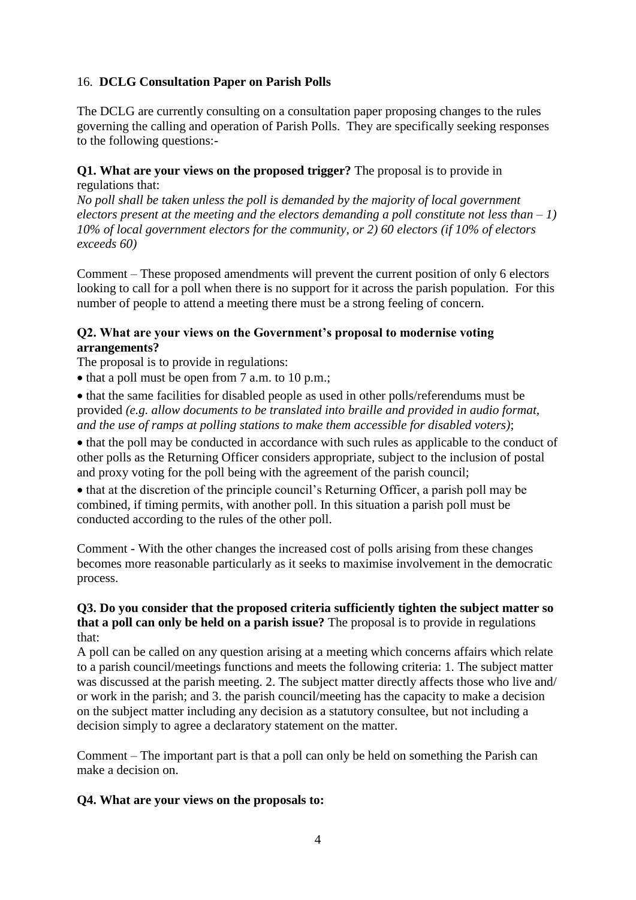## 16. **DCLG Consultation Paper on Parish Polls**

The DCLG are currently consulting on a consultation paper proposing changes to the rules governing the calling and operation of Parish Polls. They are specifically seeking responses to the following questions:-

**Q1. What are your views on the proposed trigger?** The proposal is to provide in regulations that:

*No poll shall be taken unless the poll is demanded by the majority of local government electors present at the meeting and the electors demanding a poll constitute not less than – 1) 10% of local government electors for the community, or 2) 60 electors (if 10% of electors exceeds 60)*

Comment – These proposed amendments will prevent the current position of only 6 electors looking to call for a poll when there is no support for it across the parish population. For this number of people to attend a meeting there must be a strong feeling of concern.

**Q2. What are your views on the Government's proposal to modernise voting arrangements?**

The proposal is to provide in regulations:

- that a poll must be open from 7 a.m. to 10 p.m.;
- that the same facilities for disabled people as used in other polls/referendums must be provided *(e.g. allow documents to be translated into braille and provided in audio format, and the use of ramps at polling stations to make them accessible for disabled voters)*;
- that the poll may be conducted in accordance with such rules as applicable to the conduct of other polls as the Returning Officer considers appropriate, subject to the inclusion of postal and proxy voting for the poll being with the agreement of the parish council;
- that at the discretion of the principle council's Returning Officer, a parish poll may be combined, if timing permits, with another poll. In this situation a parish poll must be conducted according to the rules of the other poll.

Comment - With the other changes the increased cost of polls arising from these changes becomes more reasonable particularly as it seeks to maximise involvement in the democratic process.

**Q3. Do you consider that the proposed criteria sufficiently tighten the subject matter so that a poll can only be held on a parish issue?** The proposal is to provide in regulations that:

A poll can be called on any question arising at a meeting which concerns affairs which relate to a parish council/meetings functions and meets the following criteria: 1. The subject matter was discussed at the parish meeting. 2. The subject matter directly affects those who live and/ or work in the parish; and 3. the parish council/meeting has the capacity to make a decision on the subject matter including any decision as a statutory consultee, but not including a decision simply to agree a declaratory statement on the matter.

Comment – The important part is that a poll can only be held on something the Parish can make a decision on.

**Q4. What are your views on the proposals to:**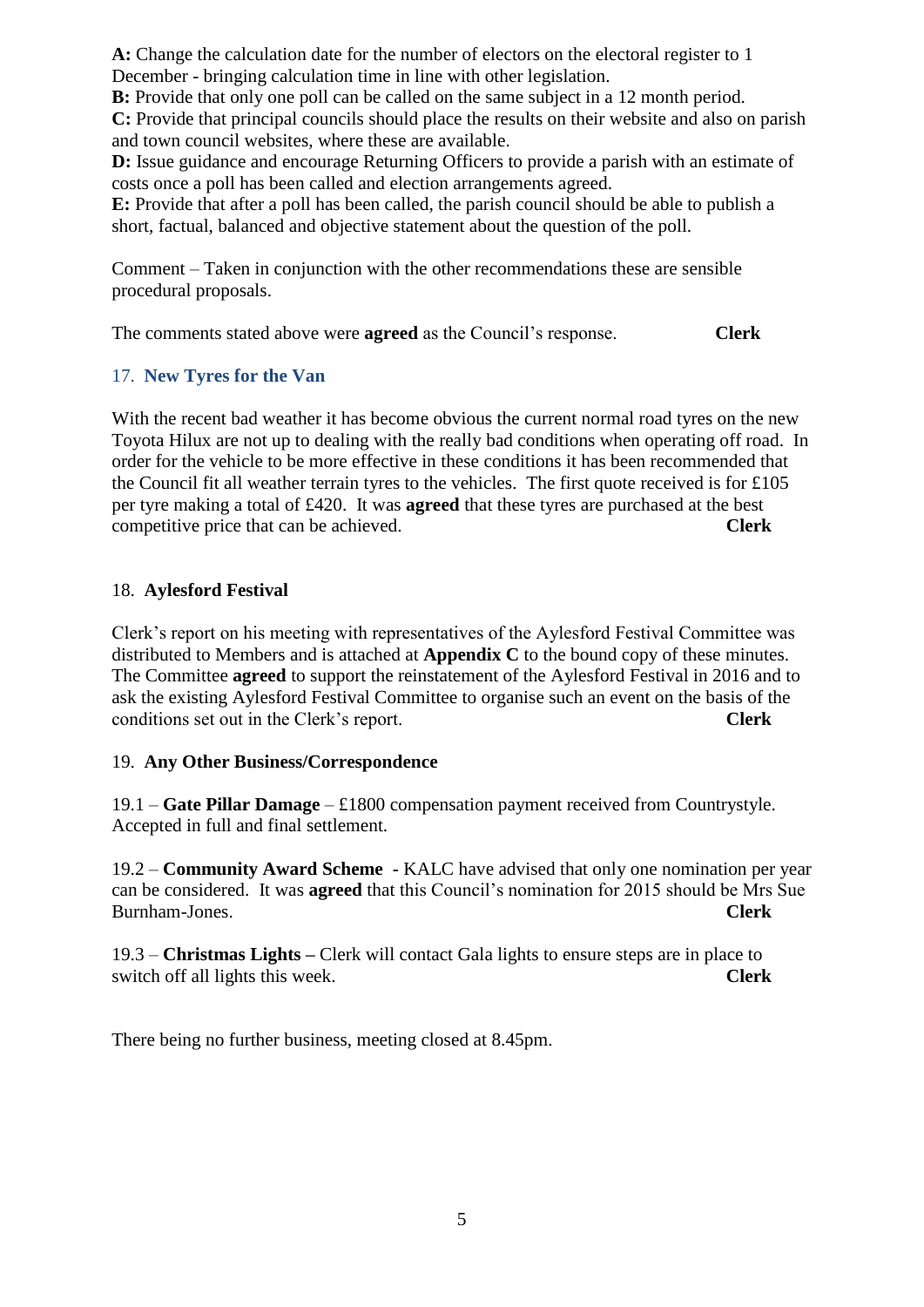**A:** Change the calculation date for the number of electors on the electoral register to 1 December - bringing calculation time in line with other legislation.
**B:** Provide that only one poll can be called on the same subject in a 12 month period.
**C:** Provide that principal councils should place the results on their website and also on parish and town council websites, where these are available.
**D:** Issue guidance and encourage Returning Officers to provide a parish with an estimate of costs once a poll has been called and election arrangements agreed.
**E:** Provide that after a poll has been called, the parish council should be able to publish a short, factual, balanced and objective statement about the question of the poll.

Comment – Taken in conjunction with the other recommendations these are sensible procedural proposals.

The comments stated above were **agreed** as the Council's response. **Clerk**

## 17. New Tyres for the Van

With the recent bad weather it has become obvious the current normal road tyres on the new Toyota Hilux are not up to dealing with the really bad conditions when operating off road. In order for the vehicle to be more effective in these conditions it has been recommended that the Council fit all weather terrain tyres to the vehicles. The first quote received is for £105 per tyre making a total of £420. It was **agreed** that these tyres are purchased at the best competitive price that can be achieved. **Clerk**

## 18. Aylesford Festival

Clerk's report on his meeting with representatives of the Aylesford Festival Committee was distributed to Members and is attached at **Appendix C** to the bound copy of these minutes. The Committee **agreed** to support the reinstatement of the Aylesford Festival in 2016 and to ask the existing Aylesford Festival Committee to organise such an event on the basis of the conditions set out in the Clerk's report. **Clerk**

## 19. Any Other Business/Correspondence

19.1 – **Gate Pillar Damage** – £1800 compensation payment received from Countrystyle. Accepted in full and final settlement.

19.2 – **Community Award Scheme -** KALC have advised that only one nomination per year can be considered. It was **agreed** that this Council's nomination for 2015 should be Mrs Sue Burnham-Jones. **Clerk**

19.3 – **Christmas Lights –** Clerk will contact Gala lights to ensure steps are in place to switch off all lights this week. **Clerk**

There being no further business, meeting closed at 8.45pm.